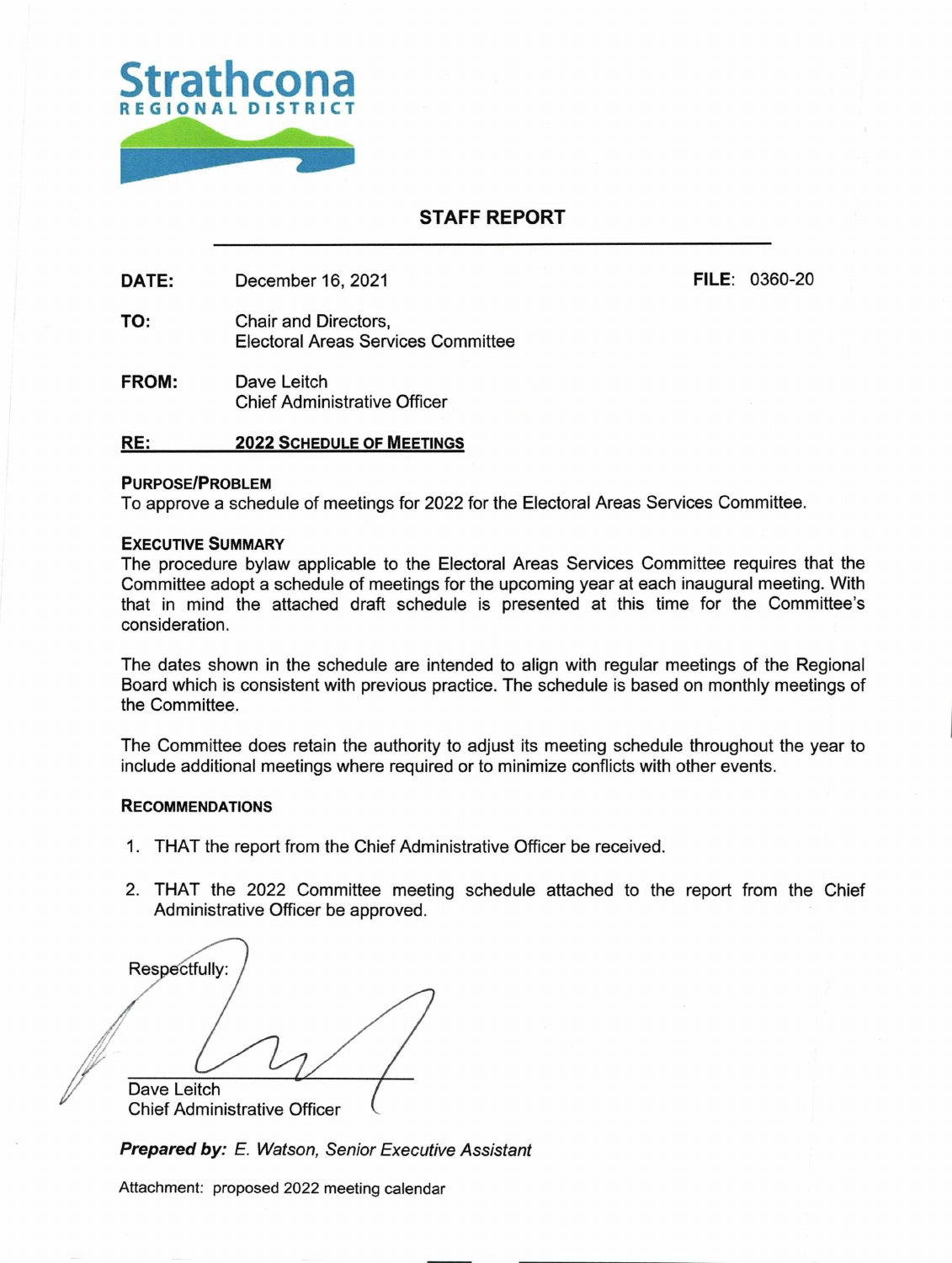Strathcona
REGIONAL DISTRICT

## STAFF REPORT

**DATE:** December 16, 2021 **FILE:** 0360-20

**TO:** Chair and Directors,
Electoral Areas Services Committee

**FROM:** Dave Leitch
Chief Administrative Officer

**RE:** **2022 SCHEDULE OF MEETINGS**

### PURPOSE/PROBLEM

To approve a schedule of meetings for 2022 for the Electoral Areas Services Committee.

### EXECUTIVE SUMMARY

The procedure bylaw applicable to the Electoral Areas Services Committee requires that the Committee adopt a schedule of meetings for the upcoming year at each inaugural meeting. With that in mind the attached draft schedule is presented at this time for the Committee's consideration.

The dates shown in the schedule are intended to align with regular meetings of the Regional Board which is consistent with previous practice. The schedule is based on monthly meetings of the Committee.

The Committee does retain the authority to adjust its meeting schedule throughout the year to include additional meetings where required or to minimize conflicts with other events.

### RECOMMENDATIONS

1. THAT the report from the Chief Administrative Officer be received.
2. THAT the 2022 Committee meeting schedule attached to the report from the Chief Administrative Officer be approved.

Respectfully:

Dave Leitch
Chief Administrative Officer

***Prepared by:*** *E. Watson, Senior Executive Assistant*

Attachment: proposed 2022 meeting calendar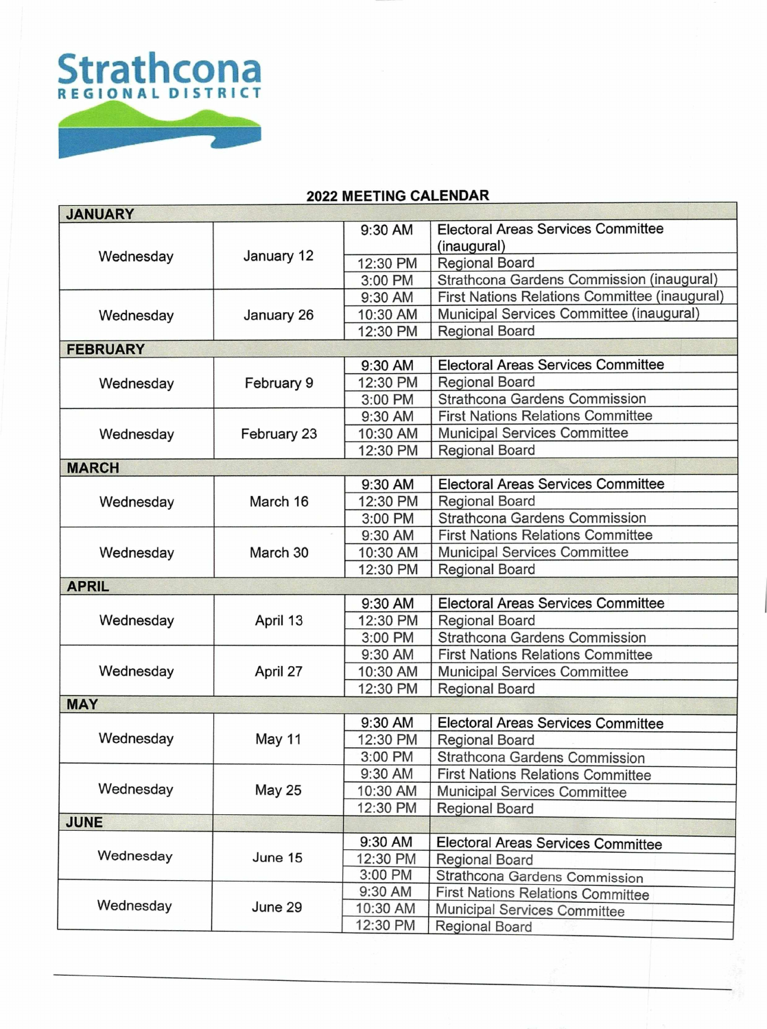Strathcona
REGIONAL DISTRICT

## 2022 MEETING CALENDAR

| Day | Date | Time | Meeting |
|---|---|---|---|
| **JANUARY** | | | |
| Wednesday | January 12 | 9:30 AM | Electoral Areas Services Committee (inaugural) |
| | | 12:30 PM | Regional Board |
| | | 3:00 PM | Strathcona Gardens Commission (inaugural) |
| Wednesday | January 26 | 9:30 AM | First Nations Relations Committee (inaugural) |
| | | 10:30 AM | Municipal Services Committee (inaugural) |
| | | 12:30 PM | Regional Board |
| **FEBRUARY** | | | |
| Wednesday | February 9 | 9:30 AM | Electoral Areas Services Committee |
| | | 12:30 PM | Regional Board |
| | | 3:00 PM | Strathcona Gardens Commission |
| Wednesday | February 23 | 9:30 AM | First Nations Relations Committee |
| | | 10:30 AM | Municipal Services Committee |
| | | 12:30 PM | Regional Board |
| **MARCH** | | | |
| Wednesday | March 16 | 9:30 AM | Electoral Areas Services Committee |
| | | 12:30 PM | Regional Board |
| | | 3:00 PM | Strathcona Gardens Commission |
| Wednesday | March 30 | 9:30 AM | First Nations Relations Committee |
| | | 10:30 AM | Municipal Services Committee |
| | | 12:30 PM | Regional Board |
| **APRIL** | | | |
| Wednesday | April 13 | 9:30 AM | Electoral Areas Services Committee |
| | | 12:30 PM | Regional Board |
| | | 3:00 PM | Strathcona Gardens Commission |
| Wednesday | April 27 | 9:30 AM | First Nations Relations Committee |
| | | 10:30 AM | Municipal Services Committee |
| | | 12:30 PM | Regional Board |
| **MAY** | | | |
| Wednesday | May 11 | 9:30 AM | Electoral Areas Services Committee |
| | | 12:30 PM | Regional Board |
| | | 3:00 PM | Strathcona Gardens Commission |
| Wednesday | May 25 | 9:30 AM | First Nations Relations Committee |
| | | 10:30 AM | Municipal Services Committee |
| | | 12:30 PM | Regional Board |
| **JUNE** | | | |
| Wednesday | June 15 | 9:30 AM | Electoral Areas Services Committee |
| | | 12:30 PM | Regional Board |
| | | 3:00 PM | Strathcona Gardens Commission |
| Wednesday | June 29 | 9:30 AM | First Nations Relations Committee |
| | | 10:30 AM | Municipal Services Committee |
| | | 12:30 PM | Regional Board |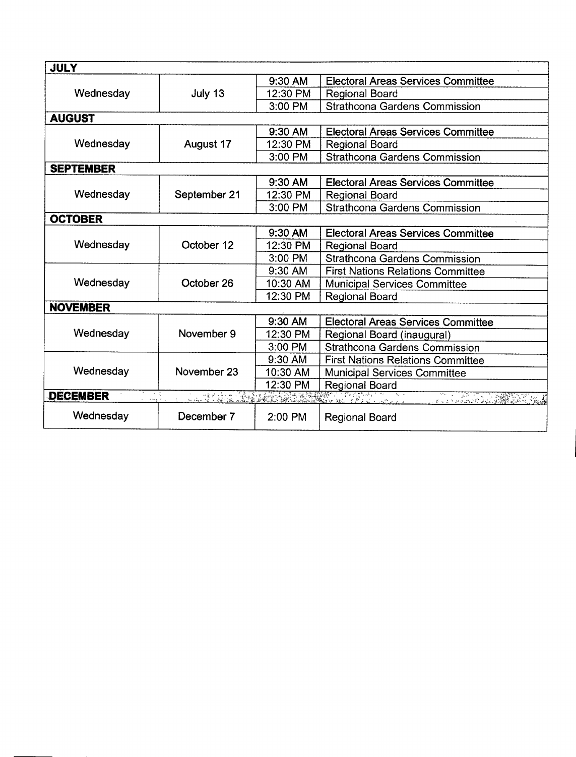| | | | |
|---|---|---|---|
| **JULY** | | | |
| Wednesday | July 13 | 9:30 AM | Electoral Areas Services Committee |
| | | 12:30 PM | Regional Board |
| | | 3:00 PM | Strathcona Gardens Commission |
| **AUGUST** | | | |
| Wednesday | August 17 | 9:30 AM | Electoral Areas Services Committee |
| | | 12:30 PM | Regional Board |
| | | 3:00 PM | Strathcona Gardens Commission |
| **SEPTEMBER** | | | |
| Wednesday | September 21 | 9:30 AM | Electoral Areas Services Committee |
| | | 12:30 PM | Regional Board |
| | | 3:00 PM | Strathcona Gardens Commission |
| **OCTOBER** | | | |
| Wednesday | October 12 | 9:30 AM | Electoral Areas Services Committee |
| | | 12:30 PM | Regional Board |
| | | 3:00 PM | Strathcona Gardens Commission |
| Wednesday | October 26 | 9:30 AM | First Nations Relations Committee |
| | | 10:30 AM | Municipal Services Committee |
| | | 12:30 PM | Regional Board |
| **NOVEMBER** | | | |
| Wednesday | November 9 | 9:30 AM | Electoral Areas Services Committee |
| | | 12:30 PM | Regional Board (inaugural) |
| | | 3:00 PM | Strathcona Gardens Commission |
| Wednesday | November 23 | 9:30 AM | First Nations Relations Committee |
| | | 10:30 AM | Municipal Services Committee |
| | | 12:30 PM | Regional Board |
| **DECEMBER** | | | |
| Wednesday | December 7 | 2:00 PM | Regional Board |